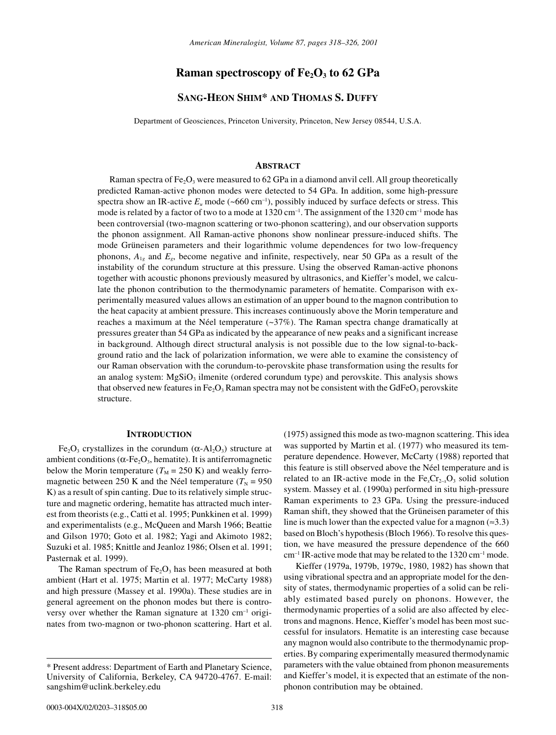# Raman spectroscopy of $Fe_2O_3$ to 62 GPa

**SANG-HEON SHIM* AND THOMAS S. DUFFY**

Department of Geosciences, Princeton University, Princeton, New Jersey 08544, U.S.A.

## ABSTRACT

Raman spectra of $Fe_2O_3$ were measured to 62 GPa in a diamond anvil cell. All group theoretically predicted Raman-active phonon modes were detected to 54 GPa. In addition, some high-pressure spectra show an IR-active $E_u$ mode (~660 cm$^{-1}$), possibly induced by surface defects or stress. This mode is related by a factor of two to a mode at 1320 cm$^{-1}$. The assignment of the 1320 cm$^{-1}$ mode has been controversial (two-magnon scattering or two-phonon scattering), and our observation supports the phonon assignment. All Raman-active phonons show nonlinear pressure-induced shifts. The mode Grüneisen parameters and their logarithmic volume dependences for two low-frequency phonons, $A_{1g}$ and $E_g$, become negative and infinite, respectively, near 50 GPa as a result of the instability of the corundum structure at this pressure. Using the observed Raman-active phonons together with acoustic phonons previously measured by ultrasonics, and Kieffer's model, we calculate the phonon contribution to the thermodynamic parameters of hematite. Comparison with experimentally measured values allows an estimation of an upper bound to the magnon contribution to the heat capacity at ambient pressure. This increases continuously above the Morin temperature and reaches a maximum at the Néel temperature (~37%). The Raman spectra change dramatically at pressures greater than 54 GPa as indicated by the appearance of new peaks and a significant increase in background. Although direct structural analysis is not possible due to the low signal-to-background ratio and the lack of polarization information, we were able to examine the consistency of our Raman observation with the corundum-to-perovskite phase transformation using the results for an analog system: $MgSiO_3$ ilmenite (ordered corundum type) and perovskite. This analysis shows that observed new features in $Fe_2O_3$ Raman spectra may not be consistent with the $GdFeO_3$ perovskite structure.

## INTRODUCTION

$Fe_2O_3$ crystallizes in the corundum ($\alpha$-$Al_2O_3$) structure at ambient conditions ($\alpha$-$Fe_2O_3$, hematite). It is antiferromagnetic below the Morin temperature ($T_M$ = 250 K) and weakly ferromagnetic between 250 K and the Néel temperature ($T_N$ = 950 K) as a result of spin canting. Due to its relatively simple structure and magnetic ordering, hematite has attracted much interest from theorists (e.g., Catti et al. 1995; Punkkinen et al. 1999) and experimentalists (e.g., McQueen and Marsh 1966; Beattie and Gilson 1970; Goto et al. 1982; Yagi and Akimoto 1982; Suzuki et al. 1985; Knittle and Jeanloz 1986; Olsen et al. 1991; Pasternak et al. 1999).

The Raman spectrum of $Fe_2O_3$ has been measured at both ambient (Hart et al. 1975; Martin et al. 1977; McCarty 1988) and high pressure (Massey et al. 1990a). These studies are in general agreement on the phonon modes but there is controversy over whether the Raman signature at 1320 cm$^{-1}$ originates from two-magnon or two-phonon scattering. Hart et al. (1975) assigned this mode as two-magnon scattering. This idea was supported by Martin et al. (1977) who measured its temperature dependence. However, McCarty (1988) reported that this feature is still observed above the Néel temperature and is related to an IR-active mode in the $Fe_xCr_{2-x}O_3$ solid solution system. Massey et al. (1990a) performed in situ high-pressure Raman experiments to 23 GPa. Using the pressure-induced Raman shift, they showed that the Grüneisen parameter of this line is much lower than the expected value for a magnon (≈3.3) based on Bloch's hypothesis (Bloch 1966). To resolve this question, we have measured the pressure dependence of the 660 cm$^{-1}$ IR-active mode that may be related to the 1320 cm$^{-1}$ mode.

Kieffer (1979a, 1979b, 1979c, 1980, 1982) has shown that using vibrational spectra and an appropriate model for the density of states, thermodynamic properties of a solid can be reliably estimated based purely on phonons. However, the thermodynamic properties of a solid are also affected by electrons and magnons. Hence, Kieffer's model has been most successful for insulators. Hematite is an interesting case because any magnon would also contribute to the thermodynamic properties. By comparing experimentally measured thermodynamic parameters with the value obtained from phonon measurements and Kieffer's model, it is expected that an estimate of the non-phonon contribution may be obtained.

* Present address: Department of Earth and Planetary Science, University of California, Berkeley, CA 94720-4767. E-mail: sangshim@uclink.berkeley.edu

0003-004X/02/0203-318$05.00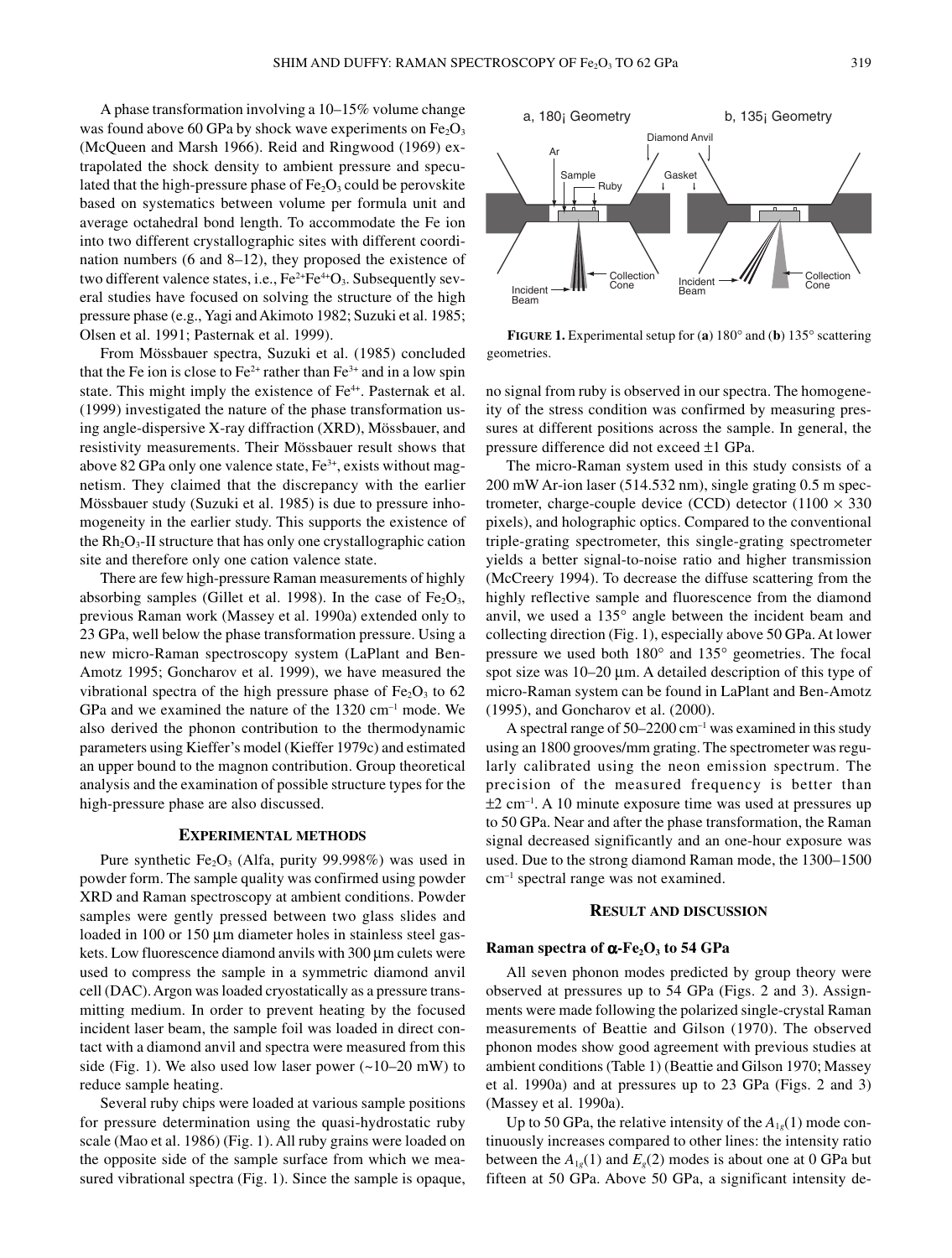A phase transformation involving a 10–15% volume change was found above 60 GPa by shock wave experiments on $Fe_2O_3$ (McQueen and Marsh 1966). Reid and Ringwood (1969) extrapolated the shock density to ambient pressure and speculated that the high-pressure phase of $Fe_2O_3$ could be perovskite based on systematics between volume per formula unit and average octahedral bond length. To accommodate the Fe ion into two different crystallographic sites with different coordination numbers (6 and 8–12), they proposed the existence of two different valence states, i.e., $Fe^{2+}Fe^{4+}O_3$. Subsequently several studies have focused on solving the structure of the high pressure phase (e.g., Yagi and Akimoto 1982; Suzuki et al. 1985; Olsen et al. 1991; Pasternak et al. 1999).

From Mössbauer spectra, Suzuki et al. (1985) concluded that the Fe ion is close to $Fe^{2+}$ rather than $Fe^{3+}$ and in a low spin state. This might imply the existence of $Fe^{4+}$. Pasternak et al. (1999) investigated the nature of the phase transformation using angle-dispersive X-ray diffraction (XRD), Mössbauer, and resistivity measurements. Their Mössbauer result shows that above 82 GPa only one valence state, $Fe^{3+}$, exists without magnetism. They claimed that the discrepancy with the earlier Mössbauer study (Suzuki et al. 1985) is due to pressure inhomogeneity in the earlier study. This supports the existence of the $Rh_2O_3$-II structure that has only one crystallographic cation site and therefore only one cation valence state.

There are few high-pressure Raman measurements of highly absorbing samples (Gillet et al. 1998). In the case of $Fe_2O_3$, previous Raman work (Massey et al. 1990a) extended only to 23 GPa, well below the phase transformation pressure. Using a new micro-Raman spectroscopy system (LaPlant and Ben-Amotz 1995; Goncharov et al. 1999), we have measured the vibrational spectra of the high pressure phase of $Fe_2O_3$ to 62 GPa and we examined the nature of the 1320 cm$^{-1}$ mode. We also derived the phonon contribution to the thermodynamic parameters using Kieffer's model (Kieffer 1979c) and estimated an upper bound to the magnon contribution. Group theoretical analysis and the examination of possible structure types for the high-pressure phase are also discussed.

## EXPERIMENTAL METHODS

Pure synthetic $Fe_2O_3$ (Alfa, purity 99.998%) was used in powder form. The sample quality was confirmed using powder XRD and Raman spectroscopy at ambient conditions. Powder samples were gently pressed between two glass slides and loaded in 100 or 150 µm diameter holes in stainless steel gaskets. Low fluorescence diamond anvils with 300 µm culets were used to compress the sample in a symmetric diamond anvil cell (DAC). Argon was loaded cryostatically as a pressure transmitting medium. In order to prevent heating by the focused incident laser beam, the sample foil was loaded in direct contact with a diamond anvil and spectra were measured from this side (Fig. 1). We also used low laser power (~10–20 mW) to reduce sample heating.

Several ruby chips were loaded at various sample positions for pressure determination using the quasi-hydrostatic ruby scale (Mao et al. 1986) (Fig. 1). All ruby grains were loaded on the opposite side of the sample surface from which we measured vibrational spectra (Fig. 1). Since the sample is opaque, no signal from ruby is observed in our spectra. The homogeneity of the stress condition was confirmed by measuring pressures at different positions across the sample. In general, the pressure difference did not exceed ±1 GPa.

a, 180¡ Geometry
b, 135¡ Geometry
Diamond Anvil
Ar
Sample
Ruby
Gasket
Collection Cone
Incident Beam
Incident Beam
Collection Cone

**FIGURE 1.** Experimental setup for (**a**) 180° and (**b**) 135° scattering geometries.

The micro-Raman system used in this study consists of a 200 mW Ar-ion laser (514.532 nm), single grating 0.5 m spectrometer, charge-couple device (CCD) detector (1100 × 330 pixels), and holographic optics. Compared to the conventional triple-grating spectrometer, this single-grating spectrometer yields a better signal-to-noise ratio and higher transmission (McCreery 1994). To decrease the diffuse scattering from the highly reflective sample and fluorescence from the diamond anvil, we used a 135° angle between the incident beam and collecting direction (Fig. 1), especially above 50 GPa. At lower pressure we used both 180° and 135° geometries. The focal spot size was 10–20 µm. A detailed description of this type of micro-Raman system can be found in LaPlant and Ben-Amotz (1995), and Goncharov et al. (2000).

A spectral range of 50–2200 cm$^{-1}$ was examined in this study using an 1800 grooves/mm grating. The spectrometer was regularly calibrated using the neon emission spectrum. The precision of the measured frequency is better than ±2 cm$^{-1}$. A 10 minute exposure time was used at pressures up to 50 GPa. Near and after the phase transformation, the Raman signal decreased significantly and an one-hour exposure was used. Due to the strong diamond Raman mode, the 1300–1500 cm$^{-1}$ spectral range was not examined.

## RESULT AND DISCUSSION

### Raman spectra of α-$Fe_2O_3$ to 54 GPa

All seven phonon modes predicted by group theory were observed at pressures up to 54 GPa (Figs. 2 and 3). Assignments were made following the polarized single-crystal Raman measurements of Beattie and Gilson (1970). The observed phonon modes show good agreement with previous studies at ambient conditions (Table 1) (Beattie and Gilson 1970; Massey et al. 1990a) and at pressures up to 23 GPa (Figs. 2 and 3) (Massey et al. 1990a).

Up to 50 GPa, the relative intensity of the $A_{1g}(1)$ mode continuously increases compared to other lines: the intensity ratio between the $A_{1g}(1)$ and $E_g(2)$ modes is about one at 0 GPa but fifteen at 50 GPa. Above 50 GPa, a significant intensity de-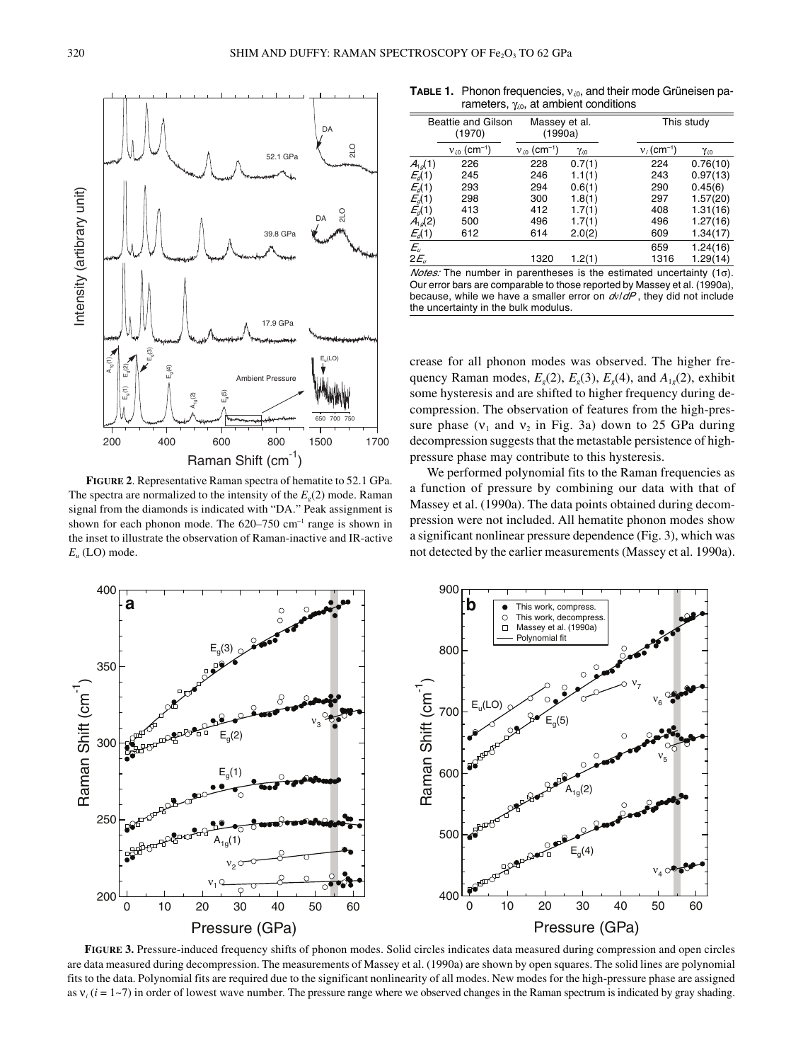Raman Shift (cm$^{-1}$)

Intensity (artibrary unit)

52.1 GPa

39.8 GPa

17.9 GPa

Ambient Pressure

DA

2LO

$A_{1g}(1)$ $E_g(1)$ $E_g(2)$ $E_g(3)$ $E_g(4)$ $A_{1g}(2)$ $E_g(5)$

$E_u$(LO)

200 400 600 800 1500 1700

650 700 750

**FIGURE 2**. Representative Raman spectra of hematite to 52.1 GPa. The spectra are normalized to the intensity of the $E_g(2)$ mode. Raman signal from the diamonds is indicated with "DA." Peak assignment is shown for each phonon mode. The 620–750 cm$^{-1}$ range is shown in the inset to illustrate the observation of Raman-inactive and IR-active $E_u$ (LO) mode.

**TABLE 1.** Phonon frequencies, $\nu_{i0}$, and their mode Grüneisen parameters, $\gamma_{i0}$, at ambient conditions

| | Beattie and Gilson (1970) | Massey et al. (1990a) | | This study | |
|---|---|---|---|---|---|
| | $\nu_{i0}$ (cm$^{-1}$) | $\nu_{i0}$ (cm$^{-1}$) | $\gamma_{i0}$ | $\nu_i$ (cm$^{-1}$) | $\gamma_{i0}$ |
| $A_{1g}(1)$ | 226 | 228 | 0.7(1) | 224 | 0.76(10) |
| $E_g(1)$ | 245 | 246 | 1.1(1) | 243 | 0.97(13) |
| $E_g(1)$ | 293 | 294 | 0.6(1) | 290 | 0.45(6) |
| $E_g(1)$ | 298 | 300 | 1.8(1) | 297 | 1.57(20) |
| $E_g(1)$ | 413 | 412 | 1.7(1) | 408 | 1.31(16) |
| $A_{1g}(2)$ | 500 | 496 | 1.7(1) | 496 | 1.27(16) |
| $E_g(1)$ | 612 | 614 | 2.0(2) | 609 | 1.34(17) |
| $E_u$ | | | | 659 | 1.24(16) |
| $2E_u$ | | 1320 | 1.2(1) | 1316 | 1.29(14) |

*Notes:* The number in parentheses is the estimated uncertainty (1σ). Our error bars are comparable to those reported by Massey et al. (1990a), because, while we have a smaller error on $d\nu/dP$, they did not include the uncertainty in the bulk modulus.

crease for all phonon modes was observed. The higher frequency Raman modes, $E_g(2)$, $E_g(3)$, $E_g(4)$, and $A_{1g}(2)$, exhibit some hysteresis and are shifted to higher frequency during decompression. The observation of features from the high-pressure phase ($\nu_1$ and $\nu_2$ in Fig. 3a) down to 25 GPa during decompression suggests that the metastable persistence of high-pressure phase may contribute to this hysteresis.

We performed polynomial fits to the Raman frequencies as a function of pressure by combining our data with that of Massey et al. (1990a). The data points obtained during decompression were not included. All hematite phonon modes show a significant nonlinear pressure dependence (Fig. 3), which was not detected by the earlier measurements (Massey et al. 1990a).

a

Raman Shift (cm$^{-1}$)

Pressure (GPa)

$E_g(3)$ $E_g(2)$ $\nu_3$ $E_g(1)$ $A_{1g}(1)$ $\nu_2$ $\nu_1$

b

This work, compress.

This work, decompress.

Massey et al. (1990a)

Polynomial fit

$E_u$(LO) $\nu_7$ $\nu_6$ $E_g(5)$ $\nu_5$ $A_{1g}(2)$ $E_g(4)$ $\nu_4$

**FIGURE 3.** Pressure-induced frequency shifts of phonon modes. Solid circles indicates data measured during compression and open circles are data measured during decompression. The measurements of Massey et al. (1990a) are shown by open squares. The solid lines are polynomial fits to the data. Polynomial fits are required due to the significant nonlinearity of all modes. New modes for the high-pressure phase are assigned as $\nu_i$ ($i$ = 1~7) in order of lowest wave number. The pressure range where we observed changes in the Raman spectrum is indicated by gray shading.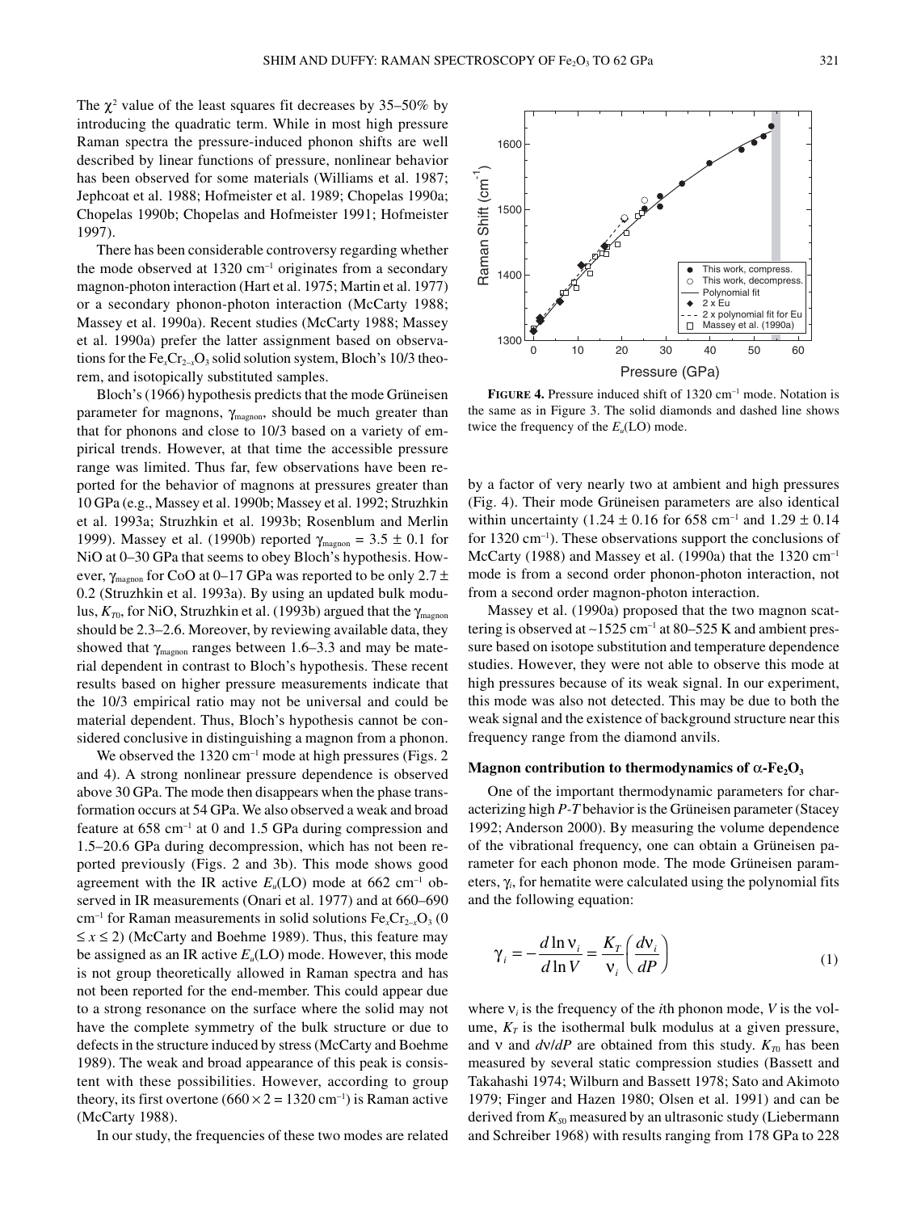The $\chi^2$ value of the least squares fit decreases by 35–50% by introducing the quadratic term. While in most high pressure Raman spectra the pressure-induced phonon shifts are well described by linear functions of pressure, nonlinear behavior has been observed for some materials (Williams et al. 1987; Jephcoat et al. 1988; Hofmeister et al. 1989; Chopelas 1990a; Chopelas 1990b; Chopelas and Hofmeister 1991; Hofmeister 1997).

There has been considerable controversy regarding whether the mode observed at 1320 cm$^{-1}$ originates from a secondary magnon-photon interaction (Hart et al. 1975; Martin et al. 1977) or a secondary phonon-photon interaction (McCarty 1988; Massey et al. 1990a). Recent studies (McCarty 1988; Massey et al. 1990a) prefer the latter assignment based on observations for the $Fe_xCr_{2-x}O_3$ solid solution system, Bloch's 10/3 theorem, and isotopically substituted samples.

Bloch's (1966) hypothesis predicts that the mode Grüneisen parameter for magnons, $\gamma_{magnon}$, should be much greater than that for phonons and close to 10/3 based on a variety of empirical trends. However, at that time the accessible pressure range was limited. Thus far, few observations have been reported for the behavior of magnons at pressures greater than 10 GPa (e.g., Massey et al. 1990b; Massey et al. 1992; Struzhkin et al. 1993a; Struzhkin et al. 1993b; Rosenblum and Merlin 1999). Massey et al. (1990b) reported $\gamma_{magnon} = 3.5 \pm 0.1$ for NiO at 0–30 GPa that seems to obey Bloch's hypothesis. However, $\gamma_{magnon}$ for CoO at 0–17 GPa was reported to be only $2.7 \pm 0.2$ (Struzhkin et al. 1993a). By using an updated bulk modulus, $K_{T0}$, for NiO, Struzhkin et al. (1993b) argued that the $\gamma_{magnon}$ should be 2.3–2.6. Moreover, by reviewing available data, they showed that $\gamma_{magnon}$ ranges between 1.6–3.3 and may be material dependent in contrast to Bloch's hypothesis. These recent results based on higher pressure measurements indicate that the 10/3 empirical ratio may not be universal and could be material dependent. Thus, Bloch's hypothesis cannot be considered conclusive in distinguishing a magnon from a phonon.

We observed the 1320 cm$^{-1}$ mode at high pressures (Figs. 2 and 4). A strong nonlinear pressure dependence is observed above 30 GPa. The mode then disappears when the phase transformation occurs at 54 GPa. We also observed a weak and broad feature at 658 cm$^{-1}$ at 0 and 1.5 GPa during compression and 1.5–20.6 GPa during decompression, which has not been reported previously (Figs. 2 and 3b). This mode shows good agreement with the IR active $E_u$(LO) mode at 662 cm$^{-1}$ observed in IR measurements (Onari et al. 1977) and at 660–690 cm$^{-1}$ for Raman measurements in solid solutions $Fe_xCr_{2-x}O_3$ ($0 \leq x \leq 2$) (McCarty and Boehme 1989). Thus, this feature may be assigned as an IR active $E_u$(LO) mode. However, this mode is not group theoretically allowed in Raman spectra and has not been reported for the end-member. This could appear due to a strong resonance on the surface where the solid may not have the complete symmetry of the bulk structure or due to defects in the structure induced by stress (McCarty and Boehme 1989). The weak and broad appearance of this peak is consistent with these possibilities. However, according to group theory, its first overtone ($660 \times 2 = 1320$ cm$^{-1}$) is Raman active (McCarty 1988).

In our study, the frequencies of these two modes are related by a factor of very nearly two at ambient and high pressures (Fig. 4). Their mode Grüneisen parameters are also identical within uncertainty ($1.24 \pm 0.16$ for 658 cm$^{-1}$ and $1.29 \pm 0.14$ for 1320 cm$^{-1}$). These observations support the conclusions of McCarty (1988) and Massey et al. (1990a) that the 1320 cm$^{-1}$ mode is from a second order phonon-photon interaction, not from a second order magnon-photon interaction.

Massey et al. (1990a) proposed that the two magnon scattering is observed at ~1525 cm$^{-1}$ at 80–525 K and ambient pressure based on isotope substitution and temperature dependence studies. However, they were not able to observe this mode at high pressures because of its weak signal. In our experiment, this mode was also not detected. This may be due to both the weak signal and the existence of background structure near this frequency range from the diamond anvils.

Raman Shift (cm$^{-1}$)
1300
1400
1500
1600
Pressure (GPa)
0 10 20 30 40 50 60
This work, compress.
This work, decompress.
Polynomial fit
2 x Eu
2 x polynomial fit for Eu
Massey et al. (1990a)

**FIGURE 4.** Pressure induced shift of 1320 cm$^{-1}$ mode. Notation is the same as in Figure 3. The solid diamonds and dashed line shows twice the frequency of the $E_u$(LO) mode.

### Magnon contribution to thermodynamics of $\alpha$-$Fe_2O_3$

One of the important thermodynamic parameters for characterizing high $P$-$T$ behavior is the Grüneisen parameter (Stacey 1992; Anderson 2000). By measuring the volume dependence of the vibrational frequency, one can obtain a Grüneisen parameter for each phonon mode. The mode Grüneisen parameters, $\gamma_i$, for hematite were calculated using the polynomial fits and the following equation:

$$\gamma_i = -\frac{d \ln \nu_i}{d \ln V} = \frac{K_T}{\nu_i}\left(\frac{d\nu_i}{dP}\right) \tag{1}$$

where $\nu_i$ is the frequency of the $i$th phonon mode, $V$ is the volume, $K_T$ is the isothermal bulk modulus at a given pressure, and $\nu$ and $d\nu/dP$ are obtained from this study. $K_{T0}$ has been measured by several static compression studies (Bassett and Takahashi 1974; Wilburn and Bassett 1978; Sato and Akimoto 1979; Finger and Hazen 1980; Olsen et al. 1991) and can be derived from $K_{S0}$ measured by an ultrasonic study (Liebermann and Schreiber 1968) with results ranging from 178 GPa to 228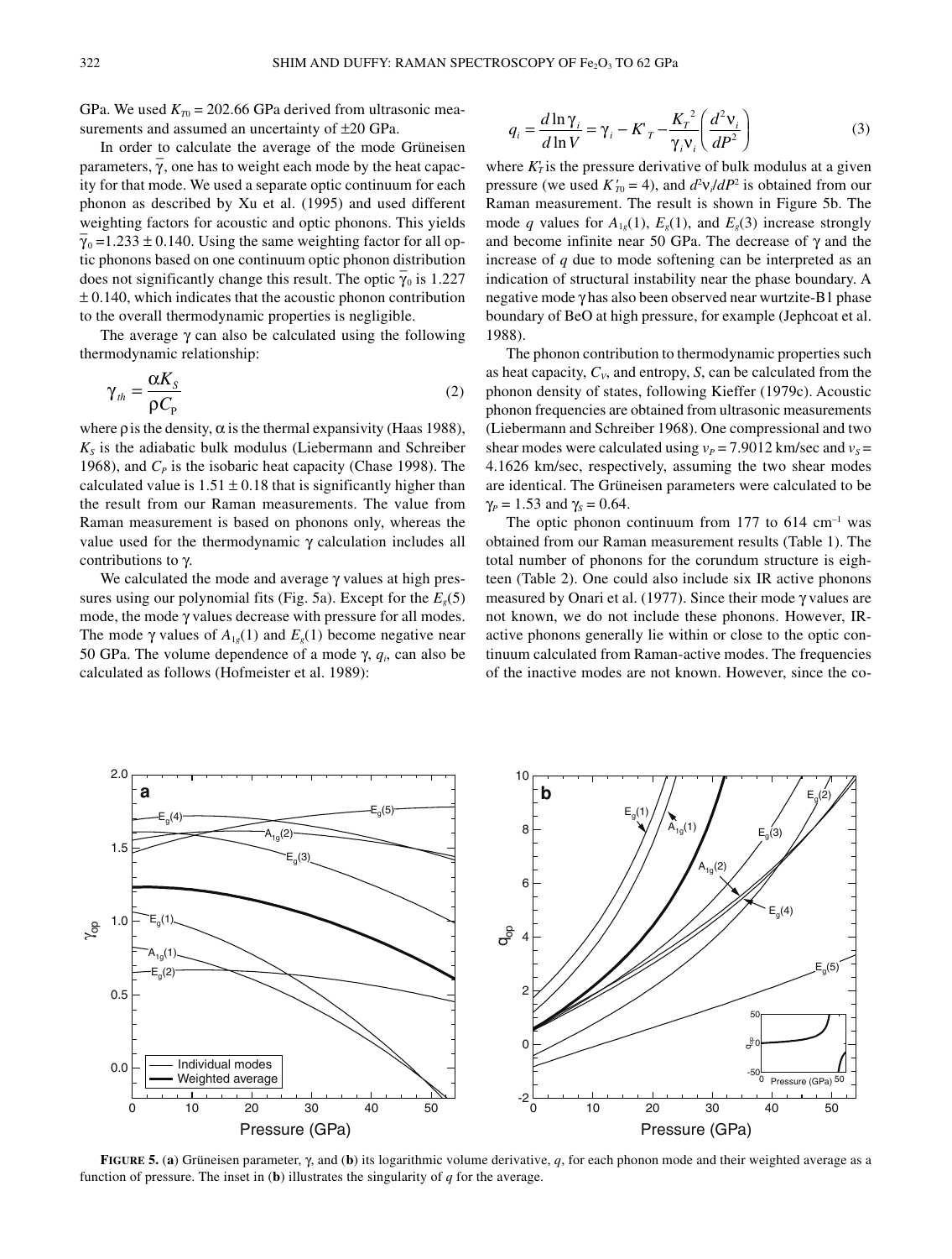GPa. We used $K_{T0}$ = 202.66 GPa derived from ultrasonic measurements and assumed an uncertainty of ±20 GPa.

In order to calculate the average of the mode Grüneisen parameters, $\bar{\gamma}$, one has to weight each mode by the heat capacity for that mode. We used a separate optic continuum for each phonon as described by Xu et al. (1995) and used different weighting factors for acoustic and optic phonons. This yields $\bar{\gamma}_0 = 1.233 \pm 0.140$. Using the same weighting factor for all optic phonons based on one continuum optic phonon distribution does not significantly change this result. The optic $\bar{\gamma}_0$ is 1.227 ± 0.140, which indicates that the acoustic phonon contribution to the overall thermodynamic properties is negligible.

The average γ can also be calculated using the following thermodynamic relationship:

$$\gamma_{th} = \frac{\alpha K_S}{\rho C_P} \tag{2}$$

where ρ is the density, α is the thermal expansivity (Haas 1988), $K_S$ is the adiabatic bulk modulus (Liebermann and Schreiber 1968), and $C_P$ is the isobaric heat capacity (Chase 1998). The calculated value is 1.51 ± 0.18 that is significantly higher than the result from our Raman measurements. The value from Raman measurement is based on phonons only, whereas the value used for the thermodynamic γ calculation includes all contributions to γ.

We calculated the mode and average γ values at high pressures using our polynomial fits (Fig. 5a). Except for the $E_g(5)$ mode, the mode γ values decrease with pressure for all modes. The mode γ values of $A_{1g}(1)$ and $E_g(1)$ become negative near 50 GPa. The volume dependence of a mode γ, $q_i$, can also be calculated as follows (Hofmeister et al. 1989):

$$q_i = \frac{d \ln \gamma_i}{d \ln V} = \gamma_i - K'_T - \frac{K_T^{\ 2}}{\gamma_i \nu_i}\left(\frac{d^2 \nu_i}{dP^2}\right) \tag{3}$$

where $K'_T$ is the pressure derivative of bulk modulus at a given pressure (we used $K'_{T0}$ = 4), and $d^2\nu_i/dP^2$ is obtained from our Raman measurement. The result is shown in Figure 5b. The mode $q$ values for $A_{1g}(1)$, $E_g(1)$, and $E_g(3)$ increase strongly and become infinite near 50 GPa. The decrease of γ and the increase of $q$ due to mode softening can be interpreted as an indication of structural instability near the phase boundary. A negative mode γ has also been observed near wurtzite-B1 phase boundary of BeO at high pressure, for example (Jephcoat et al. 1988).

The phonon contribution to thermodynamic properties such as heat capacity, $C_V$, and entropy, $S$, can be calculated from the phonon density of states, following Kieffer (1979c). Acoustic phonon frequencies are obtained from ultrasonic measurements (Liebermann and Schreiber 1968). One compressional and two shear modes were calculated using $v_P$ = 7.9012 km/sec and $v_S$ = 4.1626 km/sec, respectively, assuming the two shear modes are identical. The Grüneisen parameters were calculated to be $\gamma_P$ = 1.53 and $\gamma_S$ = 0.64.

The optic phonon continuum from 177 to 614 cm$^{-1}$ was obtained from our Raman measurement results (Table 1). The total number of phonons for the corundum structure is eighteen (Table 2). One could also include six IR active phonons measured by Onari et al. (1977). Since their mode γ values are not known, we do not include these phonons. However, IR-active phonons generally lie within or close to the optic continuum calculated from Raman-active modes. The frequencies of the inactive modes are not known. However, since the co-

a
$E_g(4)$
$E_g(5)$
$A_{1g}(2)$
$E_g(3)$
$E_g(1)$
$A_{1g}(1)$
$E_g(2)$
Individual modes
Weighted average
$\gamma_{op}$
2.0
1.5
1.0
0.5
0.0
0
10
20
30
40
50
Pressure (GPa)

b
$E_g(1)$
$A_{1g}(1)$
$E_g(2)$
$E_g(3)$
$A_{1g}(2)$
$E_g(4)$
$E_g(5)$
$q_{op}$
10
8
6
4
2
0
-2
0
10
20
30
40
50
Pressure (GPa)
50
0
-50
0
Pressure (GPa)
50

**FIGURE 5.** (**a**) Grüneisen parameter, γ, and (**b**) its logarithmic volume derivative, $q$, for each phonon mode and their weighted average as a function of pressure. The inset in (**b**) illustrates the singularity of $q$ for the average.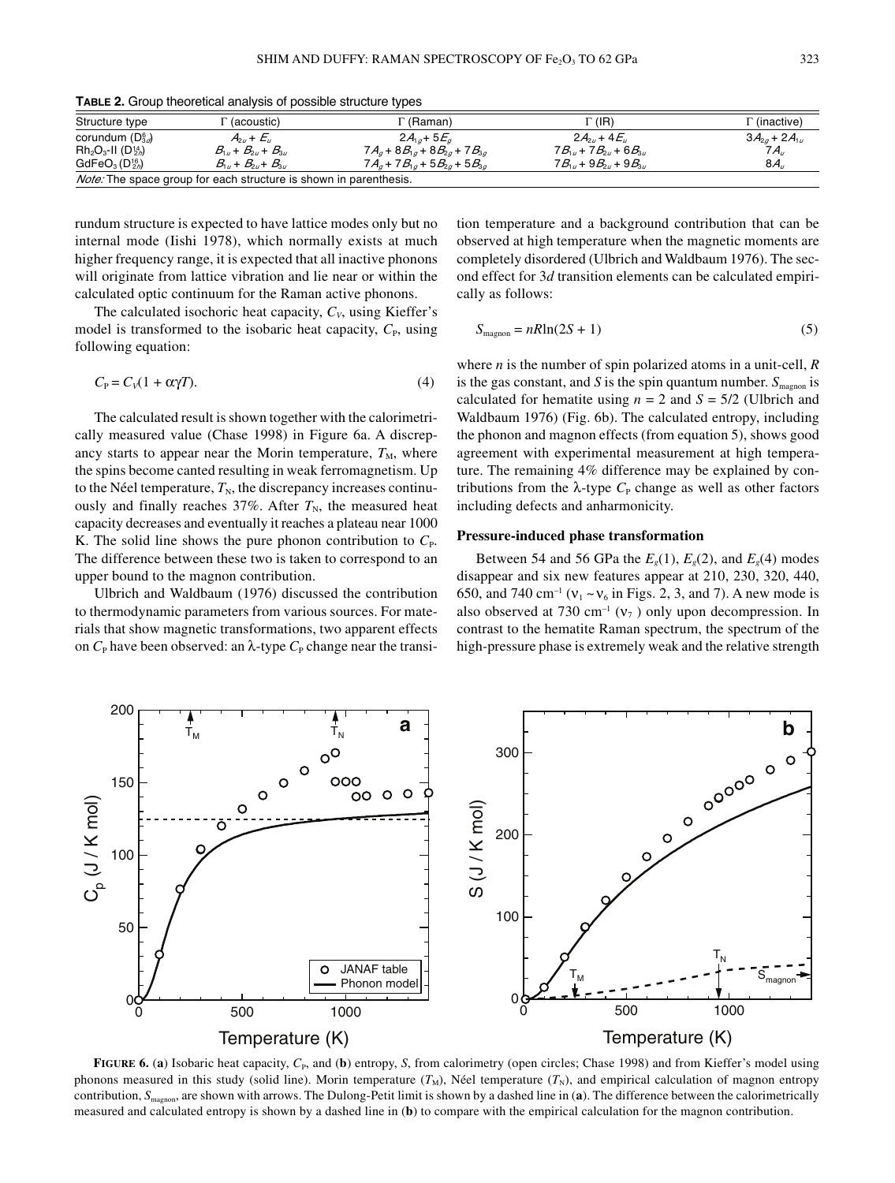**TABLE 2.** Group theoretical analysis of possible structure types

| Structure type | Γ (acoustic) | Γ (Raman) | Γ (IR) | Γ (inactive) |
|---|---|---|---|---|
| corundum ($D^6_{3d}$) | $A_{2u} + E_u$ | $2A_{1g} + 5E_g$ | $2A_{2u} + 4E_u$ | $3A_{2g} + 2A_{1u}$ |
| $Rh_2O_3$-II ($D^{14}_{2h}$) | $B_{1u} + B_{2u} + B_{3u}$ | $7A_g + 8B_{1g} + 8B_{2g} + 7B_{3g}$ | $7B_{1u} + 7B_{2u} + 6B_{3u}$ | $7A_u$ |
| $GdFeO_3$ ($D^{16}_{2h}$) | $B_{1u} + B_{2u} + B_{3u}$ | $7A_g + 7B_{1g} + 5B_{2g} + 5B_{3g}$ | $7B_{1u} + 9B_{2u} + 9B_{3u}$ | $8A_u$ |

*Note:* The space group for each structure is shown in parenthesis.

rundum structure is expected to have lattice modes only but no internal mode (Iishi 1978), which normally exists at much higher frequency range, it is expected that all inactive phonons will originate from lattice vibration and lie near or within the calculated optic continuum for the Raman active phonons.

The calculated isochoric heat capacity, $C_V$, using Kieffer's model is transformed to the isobaric heat capacity, $C_P$, using following equation:

$$C_P = C_V(1 + \alpha\gamma T). \tag{4}$$

The calculated result is shown together with the calorimetrically measured value (Chase 1998) in Figure 6a. A discrepancy starts to appear near the Morin temperature, $T_M$, where the spins become canted resulting in weak ferromagnetism. Up to the Néel temperature, $T_N$, the discrepancy increases continuously and finally reaches 37%. After $T_N$, the measured heat capacity decreases and eventually it reaches a plateau near 1000 K. The solid line shows the pure phonon contribution to $C_P$. The difference between these two is taken to correspond to an upper bound to the magnon contribution.

Ulbrich and Waldbaum (1976) discussed the contribution to thermodynamic parameters from various sources. For materials that show magnetic transformations, two apparent effects on $C_P$ have been observed: an λ-type $C_P$ change near the transition temperature and a background contribution that can be observed at high temperature when the magnetic moments are completely disordered (Ulbrich and Waldbaum 1976). The second effect for 3*d* transition elements can be calculated empirically as follows:

$$S_{magnon} = nR\ln(2S + 1) \tag{5}$$

where *n* is the number of spin polarized atoms in a unit-cell, *R* is the gas constant, and *S* is the spin quantum number. $S_{magnon}$ is calculated for hematite using $n = 2$ and $S = 5/2$ (Ulbrich and Waldbaum 1976) (Fig. 6b). The calculated entropy, including the phonon and magnon effects (from equation 5), shows good agreement with experimental measurement at high temperature. The remaining 4% difference may be explained by contributions from the λ-type $C_P$ change as well as other factors including defects and anharmonicity.

### Pressure-induced phase transformation

Between 54 and 56 GPa the $E_g(1)$, $E_g(2)$, and $E_g(4)$ modes disappear and six new features appear at 210, 230, 320, 440, 650, and 740 cm$^{-1}$ ($\nu_1 \sim \nu_6$ in Figs. 2, 3, and 7). A new mode is also observed at 730 cm$^{-1}$ ($\nu_7$) only upon decompression. In contrast to the hematite Raman spectrum, the spectrum of the high-pressure phase is extremely weak and the relative strength

a
$C_p$ (J / K mol)
Temperature (K)
$T_M$
$T_N$
JANAF table
Phonon model
0, 500, 1000
0, 50, 100, 150, 200

b
S (J / K mol)
Temperature (K)
$T_M$
$T_N$
$S_{magnon}$
0, 500, 1000
0, 100, 200, 300

**FIGURE 6.** (**a**) Isobaric heat capacity, $C_P$, and (**b**) entropy, *S*, from calorimetry (open circles; Chase 1998) and from Kieffer's model using phonons measured in this study (solid line). Morin temperature ($T_M$), Néel temperature ($T_N$), and empirical calculation of magnon entropy contribution, $S_{magnon}$, are shown with arrows. The Dulong-Petit limit is shown by a dashed line in (**a**). The difference between the calorimetrically measured and calculated entropy is shown by a dashed line in (**b**) to compare with the empirical calculation for the magnon contribution.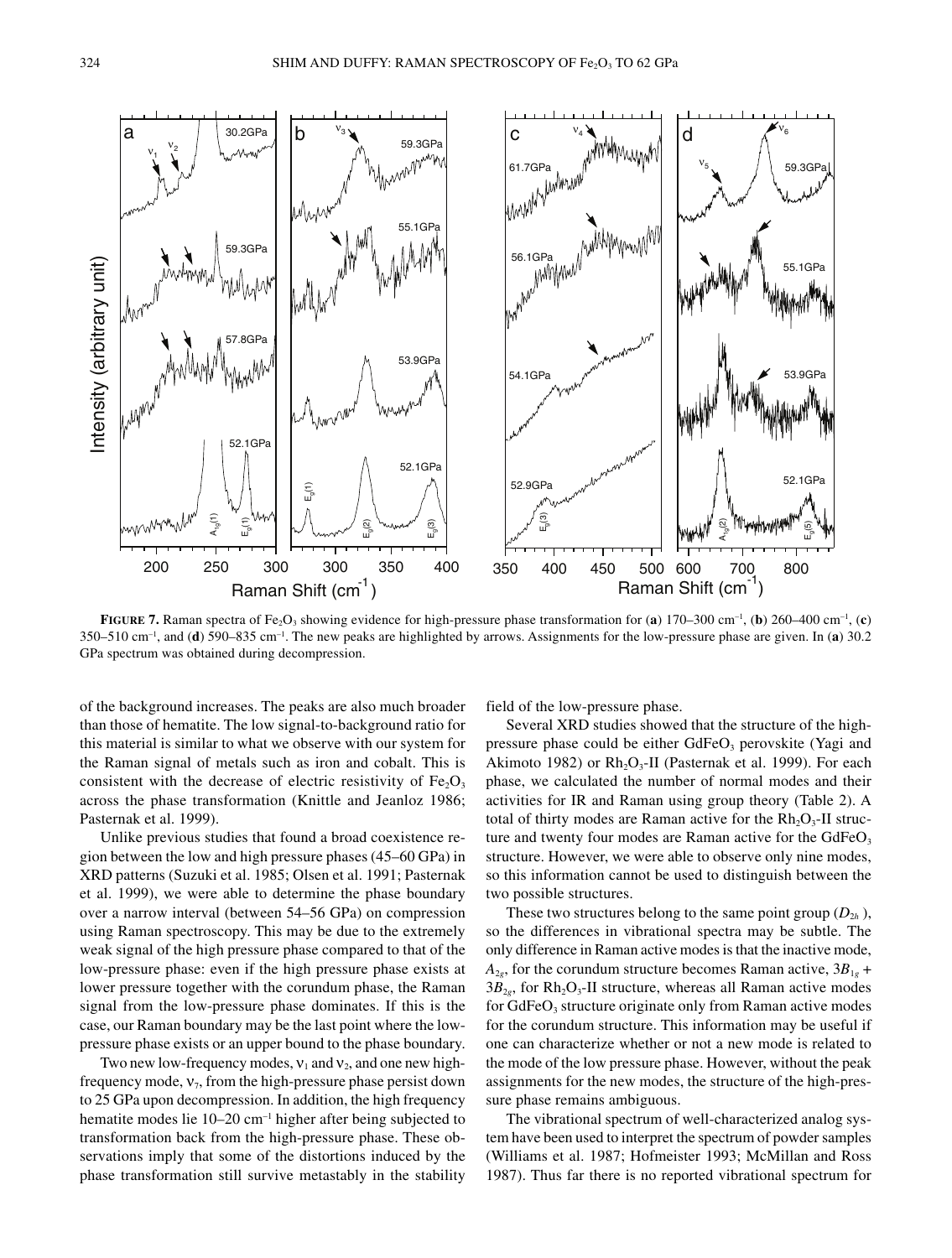a

30.2GPa

$\nu_1$ $\nu_2$

59.3GPa

57.8GPa

52.1GPa

$A_{1g}(1)$ $E_g(1)$

b

$\nu_3$

59.3GPa

55.1GPa

53.9GPa

52.1GPa

$E_g(1)$ $E_g(2)$ $E_g(3)$

c

$\nu_4$

61.7GPa

56.1GPa

54.1GPa

52.9GPa

$E_g(3)$

d

$\nu_6$

$\nu_5$

59.3GPa

55.1GPa

53.9GPa

52.1GPa

$A_{1g}(2)$ $E_g(5)$

Intensity (arbitrary unit)

200 250 300 300 350 400 350 400 450 500 600 700 800

Raman Shift (cm$^{-1}$) Raman Shift (cm$^{-1}$)

**FIGURE 7.** Raman spectra of $Fe_2O_3$ showing evidence for high-pressure phase transformation for (**a**) 170–300 cm$^{-1}$, (**b**) 260–400 cm$^{-1}$, (**c**) 350–510 cm$^{-1}$, and (**d**) 590–835 cm$^{-1}$. The new peaks are highlighted by arrows. Assignments for the low-pressure phase are given. In (**a**) 30.2 GPa spectrum was obtained during decompression.

of the background increases. The peaks are also much broader than those of hematite. The low signal-to-background ratio for this material is similar to what we observe with our system for the Raman signal of metals such as iron and cobalt. This is consistent with the decrease of electric resistivity of $Fe_2O_3$ across the phase transformation (Knittle and Jeanloz 1986; Pasternak et al. 1999).

Unlike previous studies that found a broad coexistence region between the low and high pressure phases (45–60 GPa) in XRD patterns (Suzuki et al. 1985; Olsen et al. 1991; Pasternak et al. 1999), we were able to determine the phase boundary over a narrow interval (between 54–56 GPa) on compression using Raman spectroscopy. This may be due to the extremely weak signal of the high pressure phase compared to that of the low-pressure phase: even if the high pressure phase exists at lower pressure together with the corundum phase, the Raman signal from the low-pressure phase dominates. If this is the case, our Raman boundary may be the last point where the low-pressure phase exists or an upper bound to the phase boundary.

Two new low-frequency modes, $\nu_1$ and $\nu_2$, and one new high-frequency mode, $\nu_7$, from the high-pressure phase persist down to 25 GPa upon decompression. In addition, the high frequency hematite modes lie 10–20 cm$^{-1}$ higher after being subjected to transformation back from the high-pressure phase. These observations imply that some of the distortions induced by the phase transformation still survive metastably in the stability field of the low-pressure phase.

Several XRD studies showed that the structure of the high-pressure phase could be either $GdFeO_3$ perovskite (Yagi and Akimoto 1982) or $Rh_2O_3$-II (Pasternak et al. 1999). For each phase, we calculated the number of normal modes and their activities for IR and Raman using group theory (Table 2). A total of thirty modes are Raman active for the $Rh_2O_3$-II structure and twenty four modes are Raman active for the $GdFeO_3$ structure. However, we were able to observe only nine modes, so this information cannot be used to distinguish between the two possible structures.

These two structures belong to the same point group ($D_{2h}$), so the differences in vibrational spectra may be subtle. The only difference in Raman active modes is that the inactive mode, $A_{2g}$, for the corundum structure becomes Raman active, $3B_{1g}$ + $3B_{2g}$, for $Rh_2O_3$-II structure, whereas all Raman active modes for $GdFeO_3$ structure originate only from Raman active modes for the corundum structure. This information may be useful if one can characterize whether or not a new mode is related to the mode of the low pressure phase. However, without the peak assignments for the new modes, the structure of the high-pressure phase remains ambiguous.

The vibrational spectrum of well-characterized analog system have been used to interpret the spectrum of powder samples (Williams et al. 1987; Hofmeister 1993; McMillan and Ross 1987). Thus far there is no reported vibrational spectrum for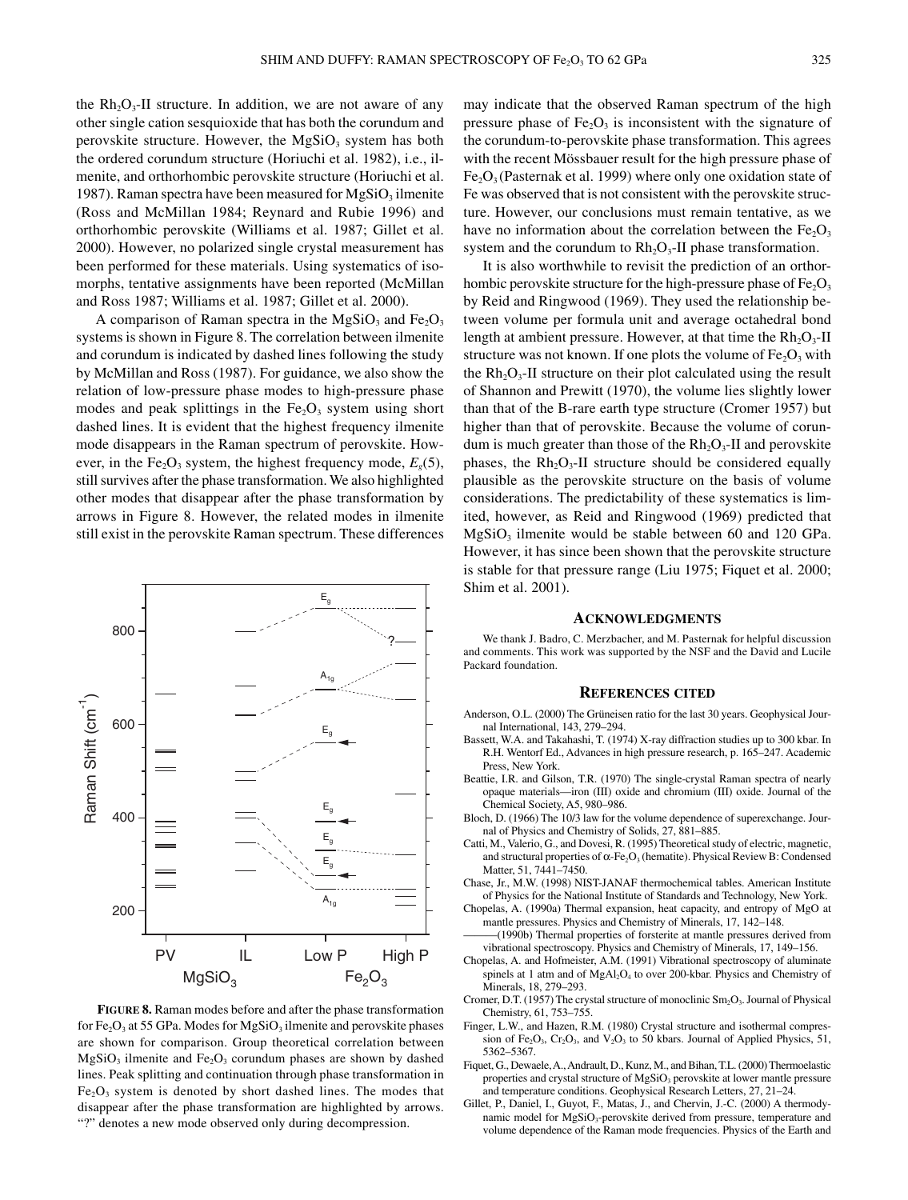the $Rh_2O_3$-II structure. In addition, we are not aware of any other single cation sesquioxide that has both the corundum and perovskite structure. However, the $MgSiO_3$ system has both the ordered corundum structure (Horiuchi et al. 1982), i.e., ilmenite, and orthorhombic perovskite structure (Horiuchi et al. 1987). Raman spectra have been measured for $MgSiO_3$ ilmenite (Ross and McMillan 1984; Reynard and Rubie 1996) and orthorhombic perovskite (Williams et al. 1987; Gillet et al. 2000). However, no polarized single crystal measurement has been performed for these materials. Using systematics of isomorphs, tentative assignments have been reported (McMillan and Ross 1987; Williams et al. 1987; Gillet et al. 2000).

A comparison of Raman spectra in the $MgSiO_3$ and $Fe_2O_3$ systems is shown in Figure 8. The correlation between ilmenite and corundum is indicated by dashed lines following the study by McMillan and Ross (1987). For guidance, we also show the relation of low-pressure phase modes to high-pressure phase modes and peak splittings in the $Fe_2O_3$ system using short dashed lines. It is evident that the highest frequency ilmenite mode disappears in the Raman spectrum of perovskite. However, in the $Fe_2O_3$ system, the highest frequency mode, $E_g(5)$, still survives after the phase transformation. We also highlighted other modes that disappear after the phase transformation by arrows in Figure 8. However, the related modes in ilmenite still exist in the perovskite Raman spectrum. These differences

Raman Shift (cm$^{-1}$)
800
600
400
200
PV IL Low P High P
$MgSiO_3$ $Fe_2O_3$
$E_g$ ? $A_{1g}$ $E_g$ $E_g$ $E_g$ $E_g$ $A_{1g}$

**FIGURE 8.** Raman modes before and after the phase transformation for $Fe_2O_3$ at 55 GPa. Modes for $MgSiO_3$ ilmenite and perovskite phases are shown for comparison. Group theoretical correlation between $MgSiO_3$ ilmenite and $Fe_2O_3$ corundum phases are shown by dashed lines. Peak splitting and continuation through phase transformation in $Fe_2O_3$ system is denoted by short dashed lines. The modes that disappear after the phase transformation are highlighted by arrows. "?" denotes a new mode observed only during decompression.

may indicate that the observed Raman spectrum of the high pressure phase of $Fe_2O_3$ is inconsistent with the signature of the corundum-to-perovskite phase transformation. This agrees with the recent Mössbauer result for the high pressure phase of $Fe_2O_3$ (Pasternak et al. 1999) where only one oxidation state of Fe was observed that is not consistent with the perovskite structure. However, our conclusions must remain tentative, as we have no information about the correlation between the $Fe_2O_3$ system and the corundum to $Rh_2O_3$-II phase transformation.

It is also worthwhile to revisit the prediction of an orthorhombic perovskite structure for the high-pressure phase of $Fe_2O_3$ by Reid and Ringwood (1969). They used the relationship between volume per formula unit and average octahedral bond length at ambient pressure. However, at that time the $Rh_2O_3$-II structure was not known. If one plots the volume of $Fe_2O_3$ with the $Rh_2O_3$-II structure on their plot calculated using the result of Shannon and Prewitt (1970), the volume lies slightly lower than that of the B-rare earth type structure (Cromer 1957) but higher than that of perovskite. Because the volume of corundum is much greater than those of the $Rh_2O_3$-II and perovskite phases, the $Rh_2O_3$-II structure should be considered equally plausible as the perovskite structure on the basis of volume considerations. The predictability of these systematics is limited, however, as Reid and Ringwood (1969) predicted that $MgSiO_3$ ilmenite would be stable between 60 and 120 GPa. However, it has since been shown that the perovskite structure is stable for that pressure range (Liu 1975; Fiquet et al. 2000; Shim et al. 2001).

## Acknowledgments

We thank J. Badro, C. Merzbacher, and M. Pasternak for helpful discussion and comments. This work was supported by the NSF and the David and Lucile Packard foundation.

## References Cited

Anderson, O.L. (2000) The Grüneisen ratio for the last 30 years. Geophysical Journal International, 143, 279–294.

Bassett, W.A. and Takahashi, T. (1974) X-ray diffraction studies up to 300 kbar. In R.H. Wentorf Ed., Advances in high pressure research, p. 165–247. Academic Press, New York.

Beattie, I.R. and Gilson, T.R. (1970) The single-crystal Raman spectra of nearly opaque materials—iron (III) oxide and chromium (III) oxide. Journal of the Chemical Society, A5, 980–986.

Bloch, D. (1966) The 10/3 law for the volume dependence of superexchange. Journal of Physics and Chemistry of Solids, 27, 881–885.

Catti, M., Valerio, G., and Dovesi, R. (1995) Theoretical study of electric, magnetic, and structural properties of $\alpha$-$Fe_2O_3$ (hematite). Physical Review B: Condensed Matter, 51, 7441–7450.

Chase, Jr., M.W. (1998) NIST-JANAF thermochemical tables. American Institute of Physics for the National Institute of Standards and Technology, New York.

Chopelas, A. (1990a) Thermal expansion, heat capacity, and entropy of MgO at mantle pressures. Physics and Chemistry of Minerals, 17, 142–148.

———(1990b) Thermal properties of forsterite at mantle pressures derived from vibrational spectroscopy. Physics and Chemistry of Minerals, 17, 149–156.

Chopelas, A. and Hofmeister, A.M. (1991) Vibrational spectroscopy of aluminate spinels at 1 atm and of $MgAl_2O_4$ to over 200-kbar. Physics and Chemistry of Minerals, 18, 279–293.

Cromer, D.T. (1957) The crystal structure of monoclinic $Sm_2O_3$. Journal of Physical Chemistry, 61, 753–755.

Finger, L.W., and Hazen, R.M. (1980) Crystal structure and isothermal compression of $Fe_2O_3$, $Cr_2O_3$, and $V_2O_3$ to 50 kbars. Journal of Applied Physics, 51, 5362–5367.

Fiquet, G., Dewaele, A., Andrault, D., Kunz, M., and Bihan, T.L. (2000) Thermoelastic properties and crystal structure of $MgSiO_3$ perovskite at lower mantle pressure and temperature conditions. Geophysical Research Letters, 27, 21–24.

Gillet, P., Daniel, I., Guyot, F., Matas, J., and Chervin, J.-C. (2000) A thermodynamic model for $MgSiO_3$-perovskite derived from pressure, temperature and volume dependence of the Raman mode frequencies. Physics of the Earth and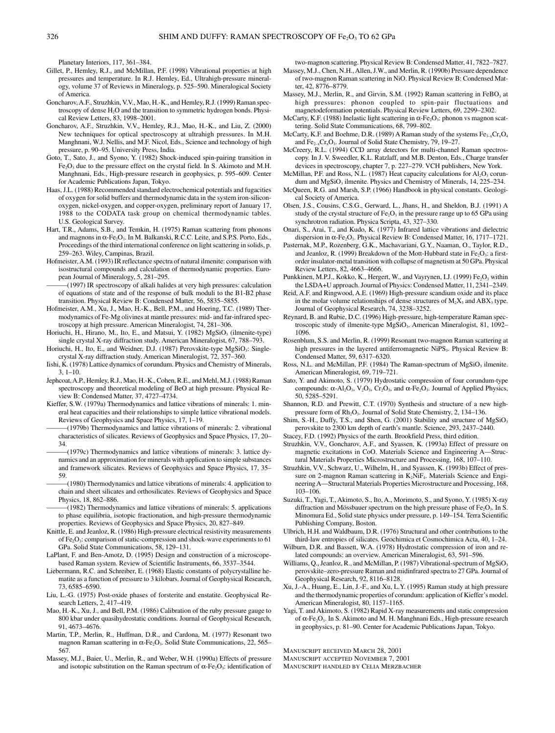Planetary Interiors, 117, 361–384.

Gillet, P., Hemley, R.J., and McMillan, P.F. (1998) Vibrational properties at high pressures and temperature. In R.J. Hemley, Ed., Ultrahigh-pressure mineralogy, volume 37 of Reviews in Mineralogy, p. 525–590. Mineralogical Society of America.

Goncharov, A.F., Struzhkin, V.V., Mao, H.-K., and Hemley, R.J. (1999) Raman spectroscopy of dense $H_2O$ and the transition to symmetric hydrogen bonds. Physical Review Letters, 83, 1998–2001.

Goncharov, A.F., Struzhkin, V.V., Hemley, R.J., Mao, H.-K., and Liu, Z. (2000) New techniques for optical spectroscopy at ultrahigh pressures. In M.H. Manghnani, W.J. Nellis, and M.F. Nicol, Eds., Science and technology of high pressure, p. 90–95. University Press, India.

Goto, T., Sato, J., and Syono, Y. (1982) Shock-induced spin-pairing transition in $Fe_2O_3$ due to the pressure effect on the crystal field. In S. Akimoto and M.H. Manghnani, Eds., High-pressure research in geophysics, p. 595–609. Center for Academic Publications Japan, Tokyo.

Haas, J.L. (1988) Recommended standard electrochemical potentials and fugacities of oxygen for solid buffers and thermodynamic data in the system iron-silicon-oxygen, nickel-oxygen, and copper-oxygen, preliminary report of January 17, 1988 to the CODATA task group on chemical thermodynamic tables. U.S. Geological Survey.

Hart, T.R., Adams, S.B., and Temkin, H. (1975) Raman scattering from phonons and magnons in $\alpha$-$Fe_2O_3$. In M. Balkanski, R.C.C. Leite, and S.P.S. Porto, Eds., Proceedings of the third international conference on light scattering in solids, p. 259–263. Wiley, Campinas, Brazil.

Hofmeister, A.M. (1993) IR reflectance spectra of natural ilmenite: comparison with isostructural compounds and calculation of thermodynamic properties. European Journal of Mineralogy, 5, 281–295.

———(1997) IR spectroscopy of alkali halides at very high pressures: calculation of equations of state and of the response of bulk moduli to the B1-B2 phase transition. Physical Review B: Condensed Matter, 56, 5835–5855.

Hofmeister, A.M., Xu, J., Mao, H.-K., Bell, P.M., and Hoering, T.C. (1989) Thermodynamics of Fe-Mg olivines at mantle pressures: mid- and far-infrared spectroscopy at high pressure. American Mineralogist, 74, 281–306.

Horiuchi, H., Hirano, M., Ito, E., and Matsui, Y. (1982) $MgSiO_3$ (ilmenite-type) single crystal X-ray diffraction study. American Mineralogist, 67, 788–793.

Horiuchi, H., Ito, E., and Weidner, D.J. (1987) Perovskite-type $MgSiO_3$: Single-crystal X-ray diffraction study. American Mineralogist, 72, 357–360.

Iishi, K. (1978) Lattice dynamics of corundum. Physics and Chemistry of Minerals, 3, 1–10.

Jephcoat, A.P., Hemley, R.J., Mao, H.-K., Cohen, R.E., and Mehl, M.J. (1988) Raman spectroscopy and theoretical modeling of BeO at high pressure. Physical Review B: Condensed Matter, 37, 4727–4734.

Kieffer, S.W. (1979a) Thermodynamics and lattice vibrations of minerals: 1. mineral heat capacities and their relationships to simple lattice vibrational models. Reviews of Geophysics and Space Physics, 17, 1–19.

———(1979b) Thermodynamics and lattice vibrations of minerals: 2. vibrational characteristics of silicates. Reviews of Geophysics and Space Physics, 17, 20–34.

———(1979c) Thermodynamics and lattice vibrations of minerals: 3. lattice dynamics and an approximation for minerals with application to simple substances and framework silicates. Reviews of Geophysics and Space Physics, 17, 35–59.

———(1980) Thermodynamics and lattice vibrations of minerals: 4. application to chain and sheet silicates and orthosilicates. Reviews of Geophysics and Space Physics, 18, 862–886.

———(1982) Thermodynamics and lattice vibrations of minerals: 5. applications to phase equilibria, isotopic fractionation, and high-pressure thermodynamic properties. Reviews of Geophysics and Space Physics, 20, 827–849.

Knittle, E. and Jeanloz, R. (1986) High-pressure electrical resistivity measurements of $Fe_2O_3$: comparison of static-compression and shock-wave experiments to 61 GPa. Solid State Communications, 58, 129–131.

LaPlant, F. and Ben-Amotz, D. (1995) Design and construction of a microscope-based Raman system. Review of Scientific Instruments, 66, 3537–3544.

Liebermann, R.C. and Schreiber, E. (1968) Elastic constants of polycrystalline hematite as a function of pressure to 3 kilobars. Journal of Geophysical Research, 73, 6585–6590.

Liu, L.-G. (1975) Post-oxide phases of forsterite and enstatite. Geophysical Research Letters, 2, 417–419.

Mao, H.-K., Xu, J., and Bell, P.M. (1986) Calibration of the ruby pressure gauge to 800 kbar under quasihydrostatic conditions. Journal of Geophysical Research, 91, 4673–4676.

Martin, T.P., Merlin, R., Huffman, D.R., and Cardona, M. (1977) Resonant two magnon Raman scattering in $\alpha$-$Fe_2O_3$. Solid State Communications, 22, 565–567.

Massey, M.J., Baier, U., Merlin, R., and Weber, W.H. (1990a) Effects of pressure and isotopic substitution on the Raman spectrum of $\alpha$-$Fe_2O_3$: identification of two-magnon scattering. Physical Review B: Condensed Matter, 41, 7822–7827.

Massey, M.J., Chen, N.H., Allen, J.W., and Merlin, R. (1990b) Pressure dependence of two-magnon Raman scattering in NiO. Physical Review B: Condensed Matter, 42, 8776–8779.

Massey, M.J., Merlin, R., and Girvin, S.M. (1992) Raman scattering in $FeBO_3$ at high pressures: phonon coupled to spin-pair fluctuations and magnetodeformation potentials. Physical Review Letters, 69, 2299–2302.

McCarty, K.F. (1988) Inelastic light scattering in $\alpha$-$Fe_2O_3$: phonon vs magnon scattering. Solid State Communications, 68, 799–802.

McCarty, K.F. and Boehme, D.R. (1989) A Raman study of the systems $Fe_{3-x}Cr_xO_4$ and $Fe_{2-x}Cr_xO_3$. Journal of Solid State Chemistry, 79, 19–27.

McCreery, R.L. (1994) CCD array detectors for multi-channel Raman spectroscopy. In J. V. Sweedler, K.L. Ratzlaff, and M.B. Denton, Eds., Charge transfer devices in spectroscopy, chapter 7, p. 227–279. VCH publishers, New York.

McMillan, P.F. and Ross, N.L. (1987) Heat capacity calculations for $Al_2O_3$ corundum and $MgSiO_3$ ilmenite. Physics and Chemistry of Minerals, 14, 225–234.

McQueen, R.G. and Marsh, S.P. (1966) Handbook in physical constants. Geological Society of America.

Olsen, J.S., Cousins, C.S.G., Gerward, L., Jhans, H., and Sheldon, B.J. (1991) A study of the crystal structure of $Fe_2O_3$ in the pressure range up to 65 GPa using synchrotron radiation. Physica Scripta, 43, 327–330.

Onari, S., Arai, T., and Kudo, K. (1977) Infrared lattice vibrations and dielectric dispersion in $\alpha$-$Fe_2O_3$. Physical Review B: Condensed Matter, 16, 1717–1721.

Pasternak, M.P., Rozenberg, G.K., Machavariani, G.Y., Naaman, O., Taylor, R.D., and Jeanloz, R. (1999) Breakdown of the Mott-Hubbard state in $Fe_2O_3$: a first-order insulator-metal transition with collapse of magnetism at 50 GPa. Physical Review Letters, 82, 4663–4666.

Punkkinen, M.P.J., Kokko, K., Hergert, W., and Vayrynen, I.J. (1999) $Fe_2O_3$ within the LSDA+U approach. Journal of Physics: Condensed Matter, 11, 2341–2349.

Reid, A.F. and Ringwood, A.E. (1969) High-pressure scandium oxide and its place in the molar volume relationships of dense structures of $M_2X_3$ and $ABX_3$ type. Journal of Geophysical Research, 74, 3238–3252.

Reynard, B. and Rubie, D.C. (1996) High-pressure, high-temperature Raman spectroscopic study of ilmenite-type $MgSiO_3$. American Mineralogist, 81, 1092–1096.

Rosenblum, S.S. and Merlin, R. (1999) Resonant two-magnon Raman scattering at high pressures in the layered antiferromagnetic $NiPS_3$. Physical Review B: Condensed Matter, 59, 6317–6320.

Ross, N.L. and McMillan, P.F. (1984) The Raman-spectrum of $MgSiO_3$ ilmenite. American Mineralogist, 69, 719–721.

Sato, Y. and Akimoto, S. (1979) Hydrostatic compression of four corundum-type compounds: $\alpha$-$Al_2O_3$, $V_2O_3$, $Cr_2O_3$, and $\alpha$-$Fe_2O_3$. Journal of Applied Physics, 50, 5285–5291.

Shannon, R.D. and Prewitt, C.T. (1970) Synthesis and structure of a new high-pressure form of $Rh_2O_3$. Journal of Solid State Chemistry, 2, 134–136.

Shim, S.-H., Duffy, T.S., and Shen, G. (2001) Stability and structure of $MgSiO_3$ perovskite to 2300 km depth of earth's mantle. Science, 293, 2437–2440.

Stacey, F.D. (1992) Physics of the earth. Brookfield Press, third edition.

Struzhkin, V.V., Goncharov, A.F., and Syassen, K. (1993a) Effect of pressure on magnetic excitations in CoO. Materials Science and Engineering A—Structural Materials Properties Microstructure and Processing, 168, 107–110.

Struzhkin, V.V., Schwarz, U., Wilhelm, H., and Syassen, K. (1993b) Effect of pressure on 2-magnon Raman scattering in $K_2NiF_4$. Materials Science and Engineering A—Structural Materials Properties Microstructure and Processing, 168, 103–106.

Suzuki, T., Yagi, T., Akimoto, S., Ito, A., Morimoto, S., and Syono, Y. (1985) X-ray diffraction and Mössbauer spectrum on the high pressure phase of $Fe_2O_3$. In S. Minomura Ed., Solid state physics under pressure, p. 149–154. Terra Scientific Publishing Company, Boston.

Ulbrich, H.H. and Waldbaum, D.R. (1976) Structural and other contributions to the third-law entropies of silicates. Geochimica et Cosmochimica Acta, 40, 1–24.

Wilburn, D.R. and Bassett, W.A. (1978) Hydrostatic compression of iron and related compounds: an overview. American Mineralogist, 63, 591–596.

Williams, Q., Jeanloz, R., and McMillan, P. (1987) Vibrational-spectrum of $MgSiO_3$ perovskite–zero-pressure Raman and midinfrared spectra to 27 GPa. Journal of Geophysical Research, 92, 8116–8128.

Xu, J.-A., Huang, E., Lin, J.-F., and Xu, L.Y. (1995) Raman study at high pressure and the thermodynamic properties of corundum: application of Kieffer's model. American Mineralogist, 80, 1157–1165.

Yagi, T. and Akimoto, S. (1982) Rapid X-ray measurements and static compression of $\alpha$-$Fe_2O_3$. In S. Akimoto and M. H. Manghnani Eds., High-pressure research in geophysics, p. 81–90. Center for Academic Publications Japan, Tokyo.

MANUSCRIPT RECEIVED MARCH 28, 2001
MANUSCRIPT ACCEPTED NOVEMBER 7, 2001
MANUSCRIPT HANDLED BY CELIA MERZBACHER